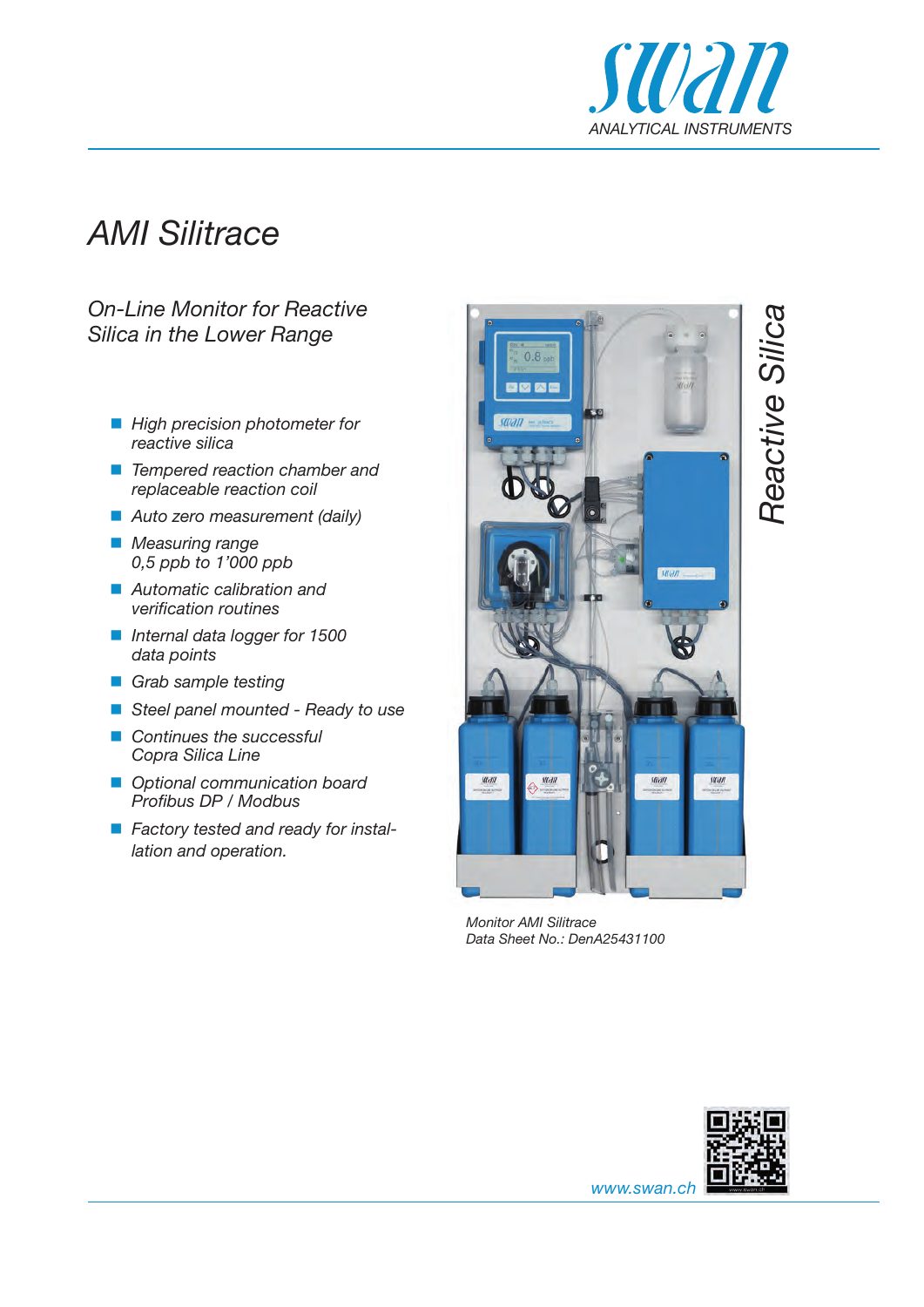# AMI Silitrace

## On-Line Monitor for Reactive Silica in the Lower Range

- High precision photometer for reactive silica
- Tempered reaction chamber and replaceable reaction coil
- Auto zero measurement (daily)
- Measuring range 0,5 ppb to 1'000 ppb
- Automatic calibration and verification routines
- Internal data logger for 1500 data points
- Grab sample testing
- Steel panel mounted - Ready to use
- Continues the successful Copra Silica Line
- Optional communication board Profibus DP / Modbus
- Factory tested and ready for installation and operation.

Reactive Silica

Monitor AMI Silitrace
Data Sheet No.: DenA25431100

www.swan.ch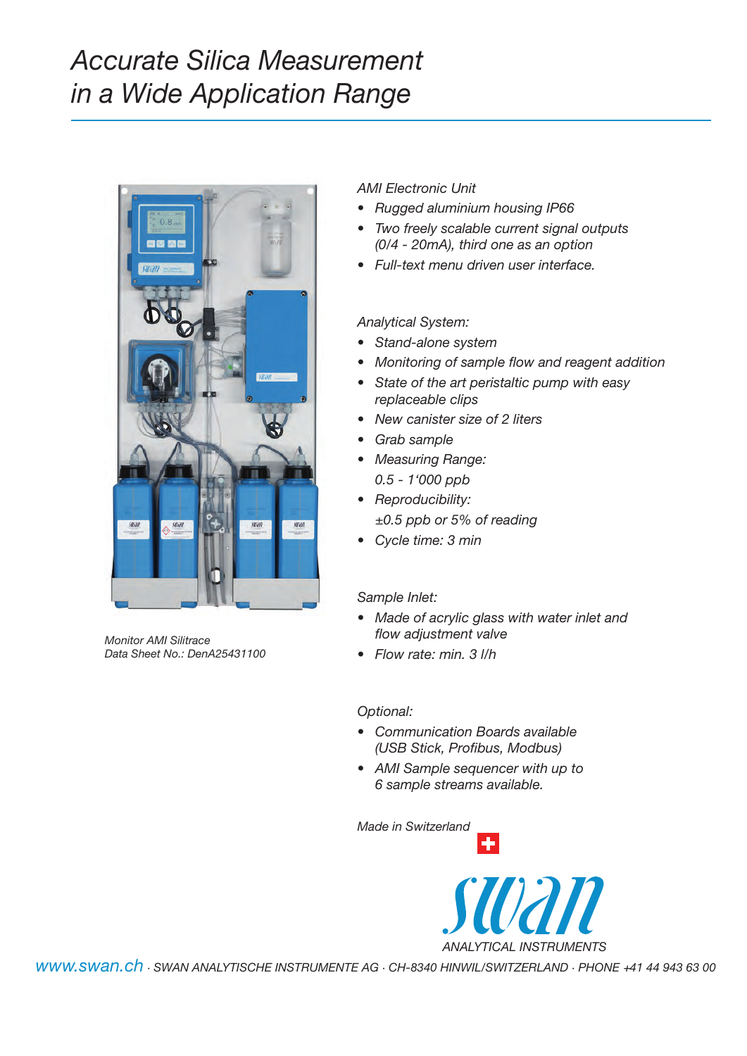# *Accurate Silica Measurement in a Wide Application Range*

*Monitor AMI Silitrace*
*Data Sheet No.: DenA25431100*

*AMI Electronic Unit*

- *Rugged aluminium housing IP66*
- *Two freely scalable current signal outputs (0/4 - 20mA), third one as an option*
- *Full-text menu driven user interface.*

*Analytical System:*

- *Stand-alone system*
- *Monitoring of sample flow and reagent addition*
- *State of the art peristaltic pump with easy replaceable clips*
- *New canister size of 2 liters*
- *Grab sample*
- *Measuring Range:*
  *0.5 - 1'000 ppb*
- *Reproducibility:*
  *±0.5 ppb or 5% of reading*
- *Cycle time: 3 min*

*Sample Inlet:*

- *Made of acrylic glass with water inlet and flow adjustment valve*
- *Flow rate: min. 3 l/h*

*Optional:*

- *Communication Boards available (USB Stick, Profibus, Modbus)*
- *AMI Sample sequencer with up to 6 sample streams available.*

*Made in Switzerland*

swan
ANALYTICAL INSTRUMENTS

*www.swan.ch · SWAN ANALYTISCHE INSTRUMENTE AG · CH-8340 HINWIL/SWITZERLAND · PHONE +41 44 943 63 00*